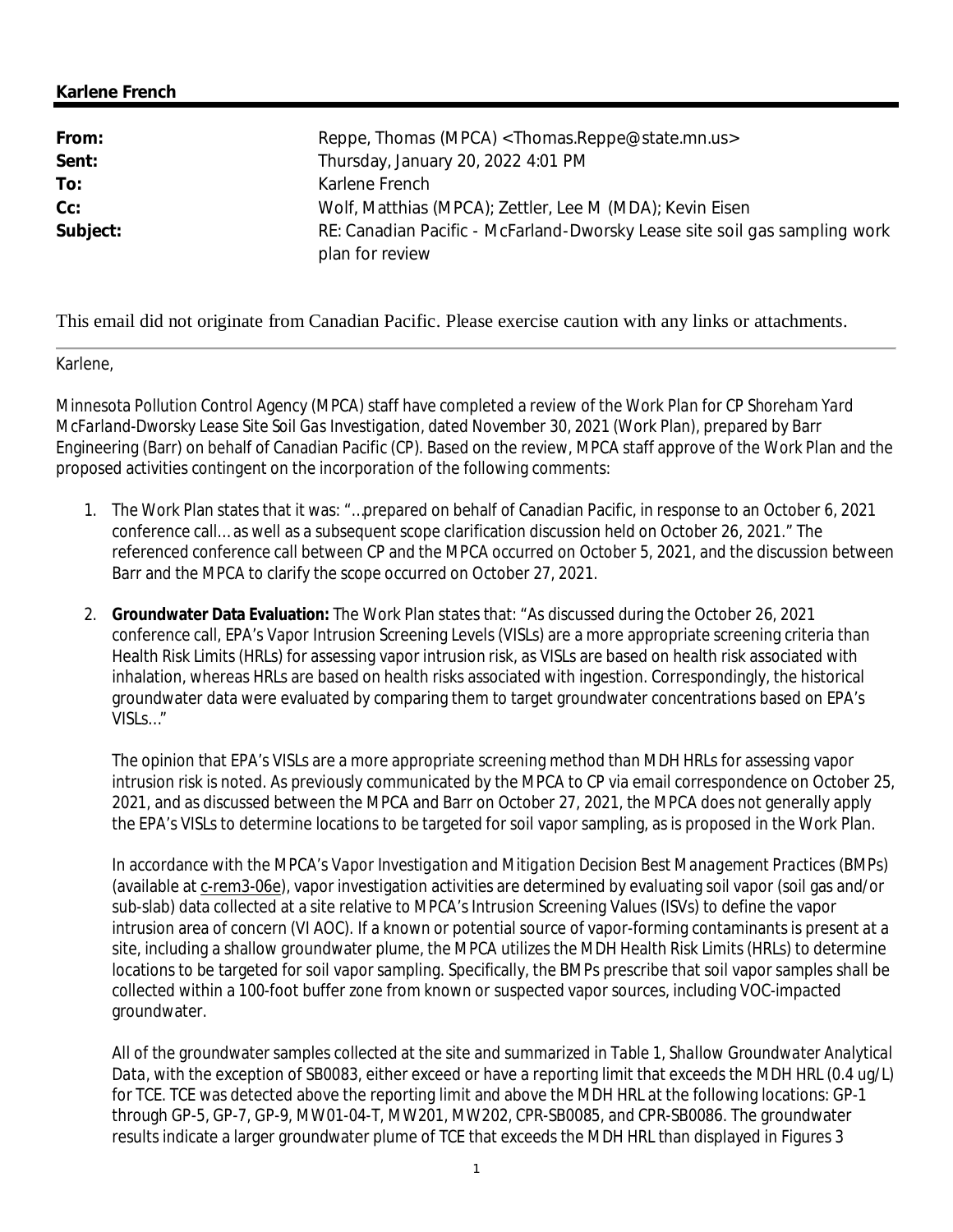**Karlene French**

| | |
|---|---|
| **From:** | Reppe, Thomas (MPCA) <Thomas.Reppe@state.mn.us> |
| **Sent:** | Thursday, January 20, 2022 4:01 PM |
| **To:** | Karlene French |
| **Cc:** | Wolf, Matthias (MPCA); Zettler, Lee M (MDA); Kevin Eisen |
| **Subject:** | RE: Canadian Pacific - McFarland-Dworsky Lease site soil gas sampling work plan for review |

This email did not originate from Canadian Pacific. Please exercise caution with any links or attachments.

---

Karlene,

Minnesota Pollution Control Agency (MPCA) staff have completed a review of the *Work Plan for CP Shoreham Yard McFarland-Dworsky Lease Site Soil Gas Investigation*, dated November 30, 2021 (Work Plan), prepared by Barr Engineering (Barr) on behalf of Canadian Pacific (CP). Based on the review, MPCA staff approve of the Work Plan and the proposed activities contingent on the incorporation of the following comments:

1. The Work Plan states that it was: "…prepared on behalf of Canadian Pacific, in response to an October 6, 2021 conference call… as well as a subsequent scope clarification discussion held on October 26, 2021." The referenced conference call between CP and the MPCA occurred on October 5, 2021, and the discussion between Barr and the MPCA to clarify the scope occurred on October 27, 2021.

2. **Groundwater Data Evaluation:** The Work Plan states that: "As discussed during the October 26, 2021 conference call, EPA's Vapor Intrusion Screening Levels (VISLs) are a more appropriate screening criteria than Health Risk Limits (HRLs) for assessing vapor intrusion risk, as VISLs are based on health risk associated with inhalation, whereas HRLs are based on health risks associated with ingestion. Correspondingly, the historical groundwater data were evaluated by comparing them to target groundwater concentrations based on EPA's VISLs…"

   The opinion that EPA's VISLs are a more appropriate screening method than MDH HRLs for assessing vapor intrusion risk is noted. As previously communicated by the MPCA to CP via email correspondence on October 25, 2021, and as discussed between the MPCA and Barr on October 27, 2021, the MPCA does not generally apply the EPA's VISLs to determine locations to be targeted for soil vapor sampling, as is proposed in the Work Plan.

   In accordance with the MPCA's *Vapor Investigation and Mitigation Decision Best Management Practices* (BMPs) (available at c-rem3-06e), vapor investigation activities are determined by evaluating soil vapor (soil gas and/or sub-slab) data collected at a site relative to MPCA's Intrusion Screening Values (ISVs) to define the vapor intrusion area of concern (VI AOC). If a known or potential source of vapor-forming contaminants is present at a site, including a shallow groundwater plume, the MPCA utilizes the MDH Health Risk Limits (HRLs) to determine locations to be targeted for soil vapor sampling. Specifically, the BMPs prescribe that soil vapor samples shall be collected within a 100-foot buffer zone from known or suspected vapor sources, including VOC-impacted groundwater.

   All of the groundwater samples collected at the site and summarized in *Table 1, Shallow Groundwater Analytical Data*, with the exception of SB0083, either exceed or have a reporting limit that exceeds the MDH HRL (0.4 ug/L) for TCE. TCE was detected above the reporting limit and above the MDH HRL at the following locations: GP-1 through GP-5, GP-7, GP-9, MW01-04-T, MW201, MW202, CPR-SB0085, and CPR-SB0086. The groundwater results indicate a larger groundwater plume of TCE that exceeds the MDH HRL than displayed in Figures 3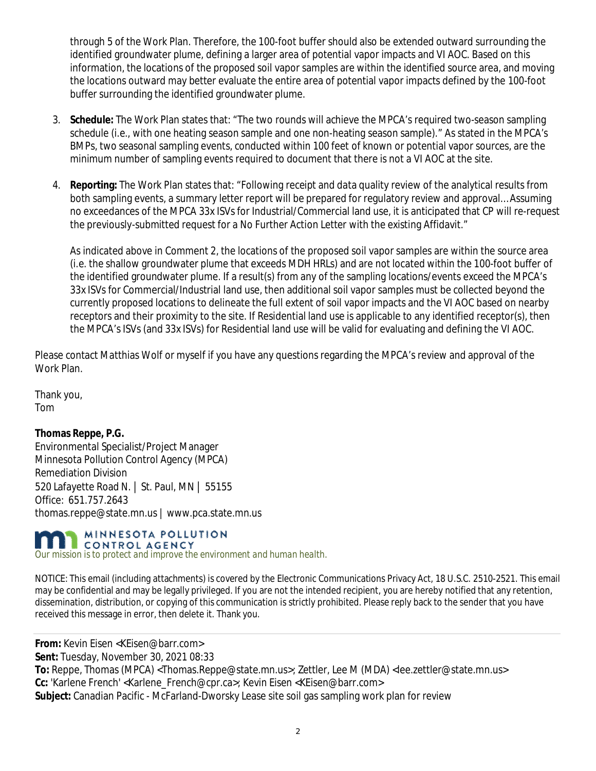through 5 of the Work Plan. Therefore, the 100-foot buffer should also be extended outward surrounding the identified groundwater plume, defining a larger area of potential vapor impacts and VI AOC. Based on this information, the locations of the proposed soil vapor samples are within the identified source area, and moving the locations outward may better evaluate the entire area of potential vapor impacts defined by the 100-foot buffer surrounding the identified groundwater plume.

3. **Schedule:** The Work Plan states that: "The two rounds will achieve the MPCA's required two-season sampling schedule (i.e., with one heating season sample and one non-heating season sample)." As stated in the MPCA's BMPs, two seasonal sampling events, conducted within 100 feet of known or potential vapor sources, are the minimum number of sampling events required to document that there is not a VI AOC at the site.

4. **Reporting:** The Work Plan states that: "Following receipt and data quality review of the analytical results from both sampling events, a summary letter report will be prepared for regulatory review and approval…Assuming no exceedances of the MPCA 33x ISVs for Industrial/Commercial land use, it is anticipated that CP will re-request the previously-submitted request for a No Further Action Letter with the existing Affidavit."

   As indicated above in Comment 2, the locations of the proposed soil vapor samples are within the source area (i.e. the shallow groundwater plume that exceeds MDH HRLs) and are not located within the 100-foot buffer of the identified groundwater plume. If a result(s) from any of the sampling locations/events exceed the MPCA's 33x ISVs for Commercial/Industrial land use, then additional soil vapor samples must be collected beyond the currently proposed locations to delineate the full extent of soil vapor impacts and the VI AOC based on nearby receptors and their proximity to the site. If Residential land use is applicable to any identified receptor(s), then the MPCA's ISVs (and 33x ISVs) for Residential land use will be valid for evaluating and defining the VI AOC.

Please contact Matthias Wolf or myself if you have any questions regarding the MPCA's review and approval of the Work Plan.

Thank you,
Tom

**Thomas Reppe, P.G.**
Environmental Specialist/Project Manager
Minnesota Pollution Control Agency (MPCA)
Remediation Division
520 Lafayette Road N. | St. Paul, MN | 55155
Office: 651.757.2643
thomas.reppe@state.mn.us | www.pca.state.mn.us

MINNESOTA POLLUTION CONTROL AGENCY
*Our mission is to protect and improve the environment and human health.*

NOTICE: This email (including attachments) is covered by the Electronic Communications Privacy Act, 18 U.S.C. 2510-2521. This email may be confidential and may be legally privileged. If you are not the intended recipient, you are hereby notified that any retention, dissemination, distribution, or copying of this communication is strictly prohibited. Please reply back to the sender that you have received this message in error, then delete it. Thank you.

---

**From:** Kevin Eisen <KEisen@barr.com>
**Sent:** Tuesday, November 30, 2021 08:33
**To:** Reppe, Thomas (MPCA) <Thomas.Reppe@state.mn.us>; Zettler, Lee M (MDA) <lee.zettler@state.mn.us>
**Cc:** 'Karlene French' <Karlene_French@cpr.ca>; Kevin Eisen <KEisen@barr.com>
**Subject:** Canadian Pacific - McFarland-Dworsky Lease site soil gas sampling work plan for review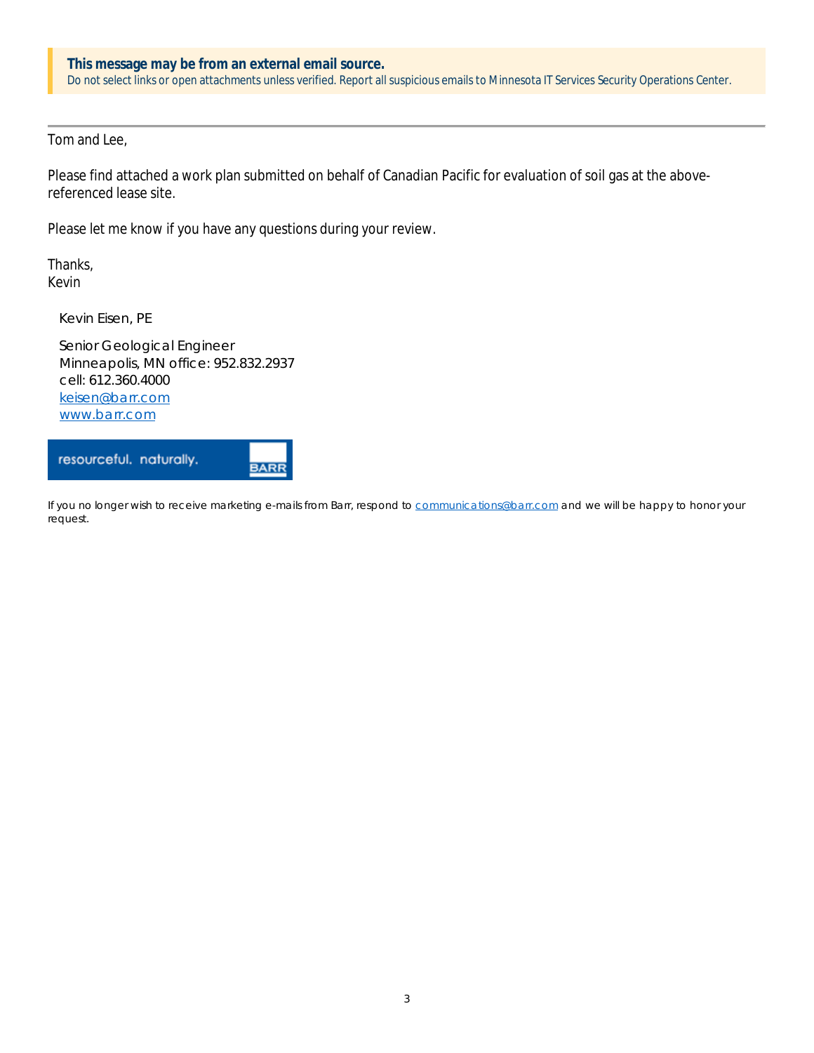**This message may be from an external email source.**
Do not select links or open attachments unless verified. Report all suspicious emails to Minnesota IT Services Security Operations Center.

---

Tom and Lee,

Please find attached a work plan submitted on behalf of Canadian Pacific for evaluation of soil gas at the above-referenced lease site.

Please let me know if you have any questions during your review.

Thanks,
Kevin

Kevin Eisen, PE

Senior Geological Engineer
Minneapolis, MN office: 952.832.2937
cell: 612.360.4000
keisen@barr.com
www.barr.com

resourceful. naturally. BARR

If you no longer wish to receive marketing e-mails from Barr, respond to communications@barr.com and we will be happy to honor your request.